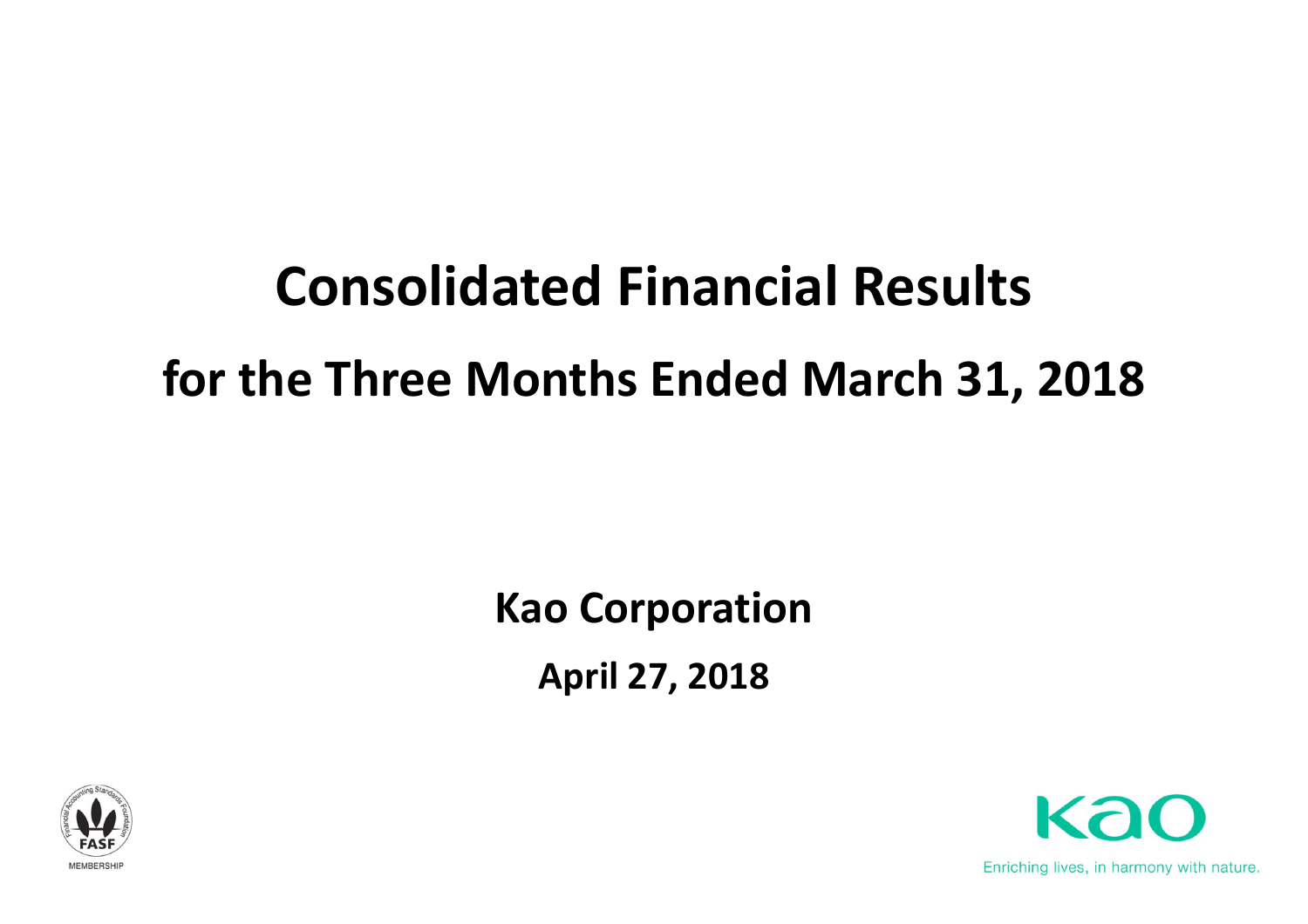# Consolidated Financial Results

## for the Three Months Ended March 31, 2018

**Kao Corporation**

**April 27, 2018**

MEMBERSHIP

Enriching lives, in harmony with nature.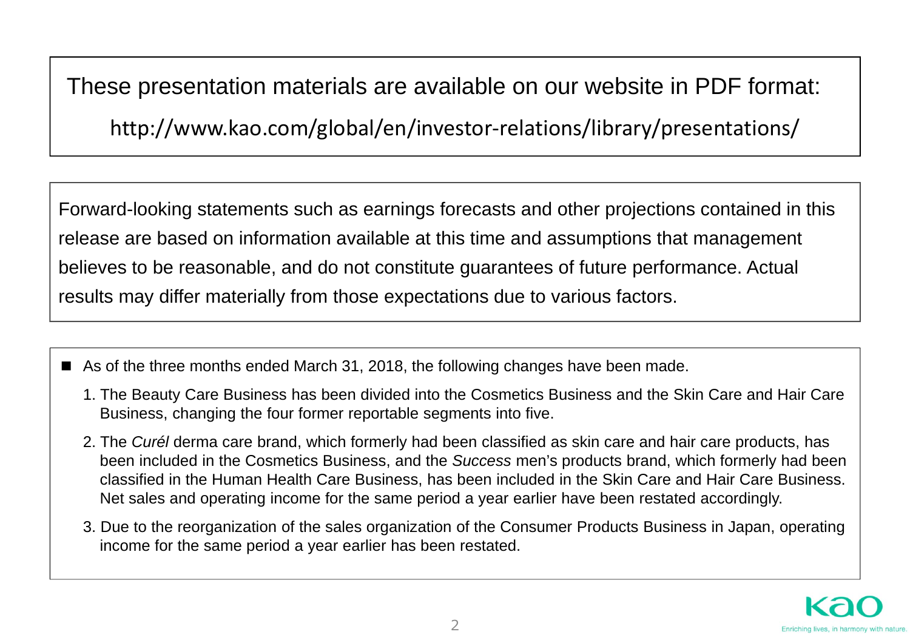These presentation materials are available on our website in PDF format:

http://www.kao.com/global/en/investor-relations/library/presentations/

Forward-looking statements such as earnings forecasts and other projections contained in this release are based on information available at this time and assumptions that management believes to be reasonable, and do not constitute guarantees of future performance. Actual results may differ materially from those expectations due to various factors.

- As of the three months ended March 31, 2018, the following changes have been made.
  1. The Beauty Care Business has been divided into the Cosmetics Business and the Skin Care and Hair Care Business, changing the four former reportable segments into five.
  2. The *Curél* derma care brand, which formerly had been classified as skin care and hair care products, has been included in the Cosmetics Business, and the *Success* men's products brand, which formerly had been classified in the Human Health Care Business, has been included in the Skin Care and Hair Care Business. Net sales and operating income for the same period a year earlier have been restated accordingly.
  3. Due to the reorganization of the sales organization of the Consumer Products Business in Japan, operating income for the same period a year earlier has been restated.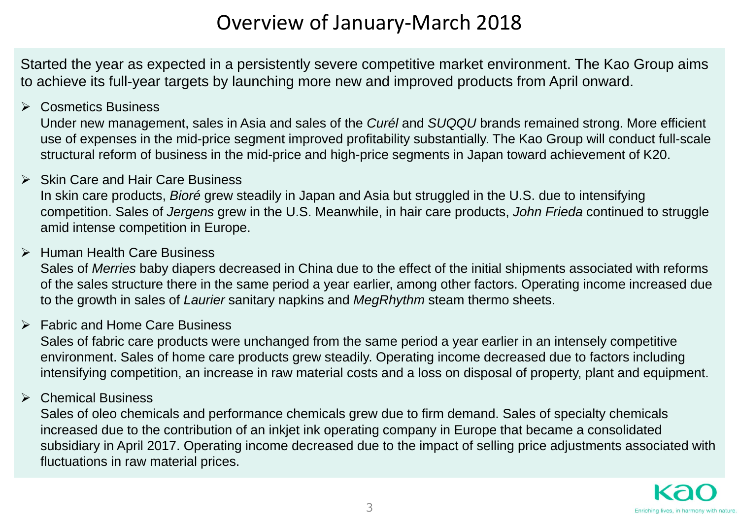# Overview of January-March 2018

Started the year as expected in a persistently severe competitive market environment. The Kao Group aims to achieve its full-year targets by launching more new and improved products from April onward.

- Cosmetics Business
  Under new management, sales in Asia and sales of the *Curél* and *SUQQU* brands remained strong. More efficient use of expenses in the mid-price segment improved profitability substantially. The Kao Group will conduct full-scale structural reform of business in the mid-price and high-price segments in Japan toward achievement of K20.

- Skin Care and Hair Care Business
  In skin care products, *Bioré* grew steadily in Japan and Asia but struggled in the U.S. due to intensifying competition. Sales of *Jergens* grew in the U.S. Meanwhile, in hair care products, *John Frieda* continued to struggle amid intense competition in Europe.

- Human Health Care Business
  Sales of *Merries* baby diapers decreased in China due to the effect of the initial shipments associated with reforms of the sales structure there in the same period a year earlier, among other factors. Operating income increased due to the growth in sales of *Laurier* sanitary napkins and *MegRhythm* steam thermo sheets.

- Fabric and Home Care Business
  Sales of fabric care products were unchanged from the same period a year earlier in an intensely competitive environment. Sales of home care products grew steadily. Operating income decreased due to factors including intensifying competition, an increase in raw material costs and a loss on disposal of property, plant and equipment.

- Chemical Business
  Sales of oleo chemicals and performance chemicals grew due to firm demand. Sales of specialty chemicals increased due to the contribution of an inkjet ink operating company in Europe that became a consolidated subsidiary in April 2017. Operating income decreased due to the impact of selling price adjustments associated with fluctuations in raw material prices.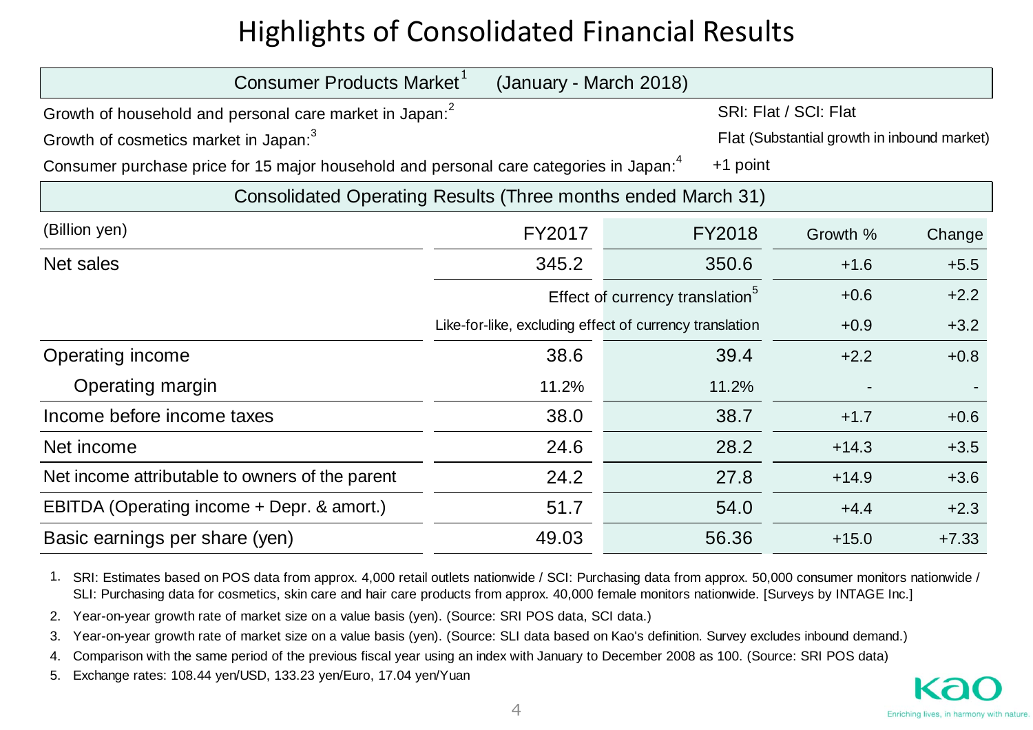# Highlights of Consolidated Financial Results

| Consumer Products Market[1] (January - March 2018) | |
|---|---|
| Growth of household and personal care market in Japan:[2] | SRI: Flat / SCI: Flat |
| Growth of cosmetics market in Japan:[3] | Flat (Substantial growth in inbound market) |
| Consumer purchase price for 15 major household and personal care categories in Japan:[4] | +1 point |

**Consolidated Operating Results (Three months ended March 31)**

| (Billion yen) | FY2017 | FY2018 | Growth % | Change |
|---|---|---|---|---|
| Net sales | 345.2 | 350.6 | +1.6 | +5.5 |
| | Effect of currency translation[5] | | +0.6 | +2.2 |
| | Like-for-like, excluding effect of currency translation | | +0.9 | +3.2 |
| Operating income | 38.6 | 39.4 | +2.2 | +0.8 |
| Operating margin | 11.2% | 11.2% | - | - |
| Income before income taxes | 38.0 | 38.7 | +1.7 | +0.6 |
| Net income | 24.6 | 28.2 | +14.3 | +3.5 |
| Net income attributable to owners of the parent | 24.2 | 27.8 | +14.9 | +3.6 |
| EBITDA (Operating income + Depr. & amort.) | 51.7 | 54.0 | +4.4 | +2.3 |
| Basic earnings per share (yen) | 49.03 | 56.36 | +15.0 | +7.33 |

1. SRI: Estimates based on POS data from approx. 4,000 retail outlets nationwide / SCI: Purchasing data from approx. 50,000 consumer monitors nationwide / SLI: Purchasing data for cosmetics, skin care and hair care products from approx. 40,000 female monitors nationwide. [Surveys by INTAGE Inc.]
2. Year-on-year growth rate of market size on a value basis (yen). (Source: SRI POS data, SCI data.)
3. Year-on-year growth rate of market size on a value basis (yen). (Source: SLI data based on Kao's definition. Survey excludes inbound demand.)
4. Comparison with the same period of the previous fiscal year using an index with January to December 2008 as 100. (Source: SRI POS data)
5. Exchange rates: 108.44 yen/USD, 133.23 yen/Euro, 17.04 yen/Yuan

Kao
Enriching lives, in harmony with nature.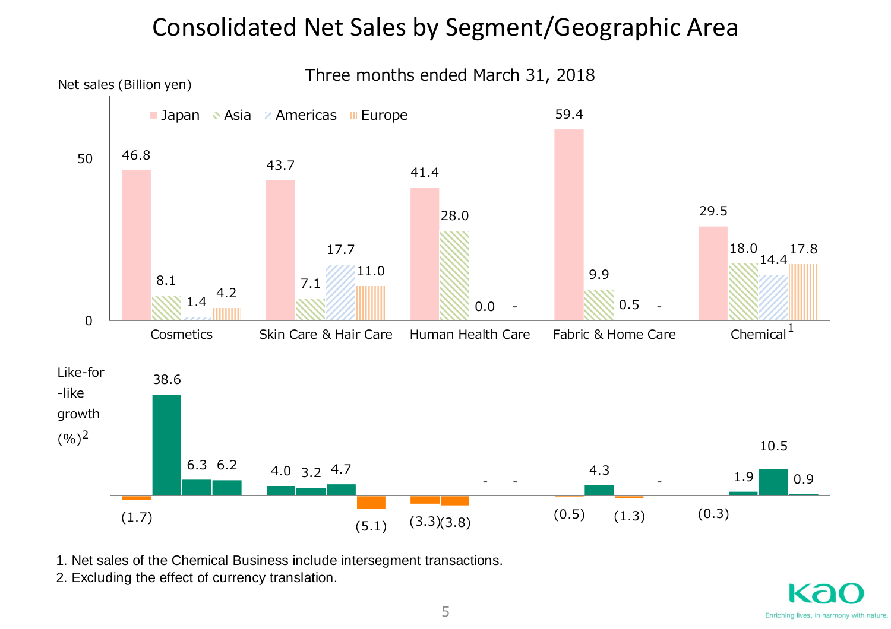# Consolidated Net Sales by Segment/Geographic Area

## Three months ended March 31, 2018

Net sales (Billion yen)

| Segment | Japan | Asia | Americas | Europe |
|---|---|---|---|---|
| Cosmetics | 46.8 | 8.1 | 1.4 | 4.2 |
| Skin Care & Hair Care | 43.7 | 7.1 | 17.7 | 11.0 |
| Human Health Care | 41.4 | 28.0 | 0.0 | - |
| Fabric & Home Care | 59.4 | 9.9 | 0.5 | - |
| Chemical[1] | 29.5 | 18.0 | 14.4 | 17.8 |

Like-for-like growth (%)[2]

| Segment | Japan | Asia | Americas | Europe |
|---|---|---|---|---|
| Cosmetics | (1.7) | 38.6 | 6.3 | 6.2 |
| Skin Care & Hair Care | 4.0 | 3.2 | 4.7 | (5.1) |
| Human Health Care | (3.3) | (3.8) | - | - |
| Fabric & Home Care | (0.5) | 4.3 | (1.3) | - |
| Chemical[1] | (0.3) | 1.9 | 10.5 | 0.9 |

1. Net sales of the Chemical Business include intersegment transactions.
2. Excluding the effect of currency translation.

Kao

Enriching lives, in harmony with nature.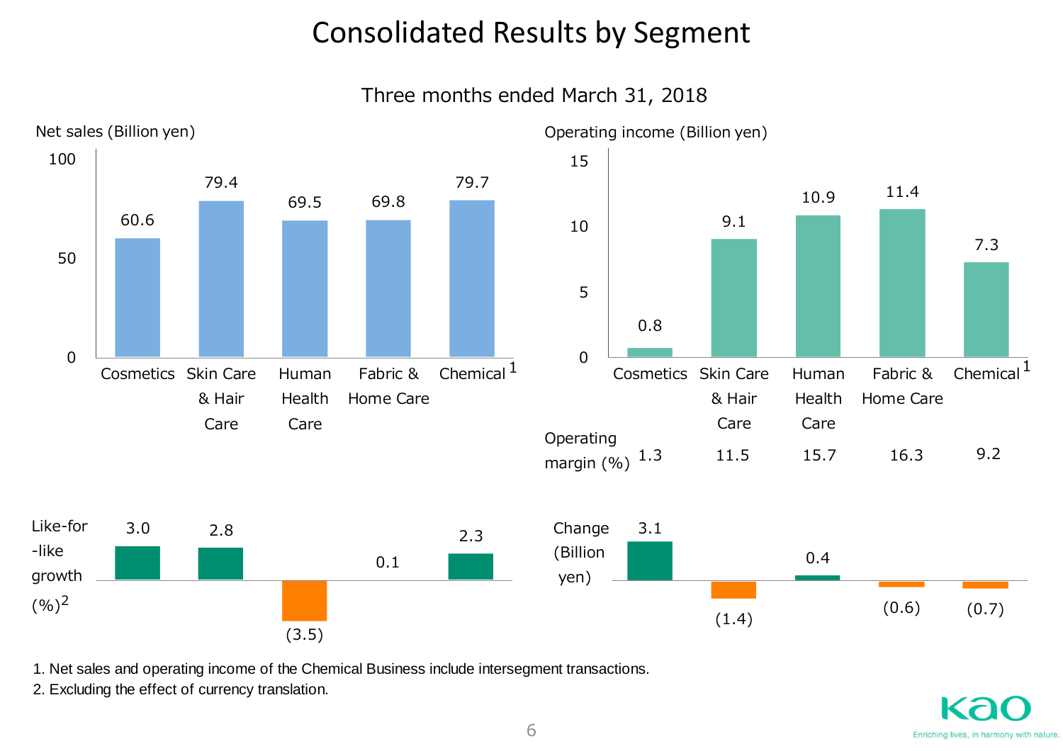# Consolidated Results by Segment

## Three months ended March 31, 2018

| | Cosmetics | Skin Care & Hair Care | Human Health Care | Fabric & Home Care | Chemical[1] |
|---|---|---|---|---|---|
| Net sales (Billion yen) | 60.6 | 79.4 | 69.5 | 69.8 | 79.7 |
| Like-for-like growth (%)[2] | 3.0 | 2.8 | (3.5) | 0.1 | 2.3 |
| Operating income (Billion yen) | 0.8 | 9.1 | 10.9 | 11.4 | 7.3 |
| Operating margin (%) | 1.3 | 11.5 | 15.7 | 16.3 | 9.2 |
| Change (Billion yen) | 3.1 | (1.4) | 0.4 | (0.6) | (0.7) |

1. Net sales and operating income of the Chemical Business include intersegment transactions.
2. Excluding the effect of currency translation.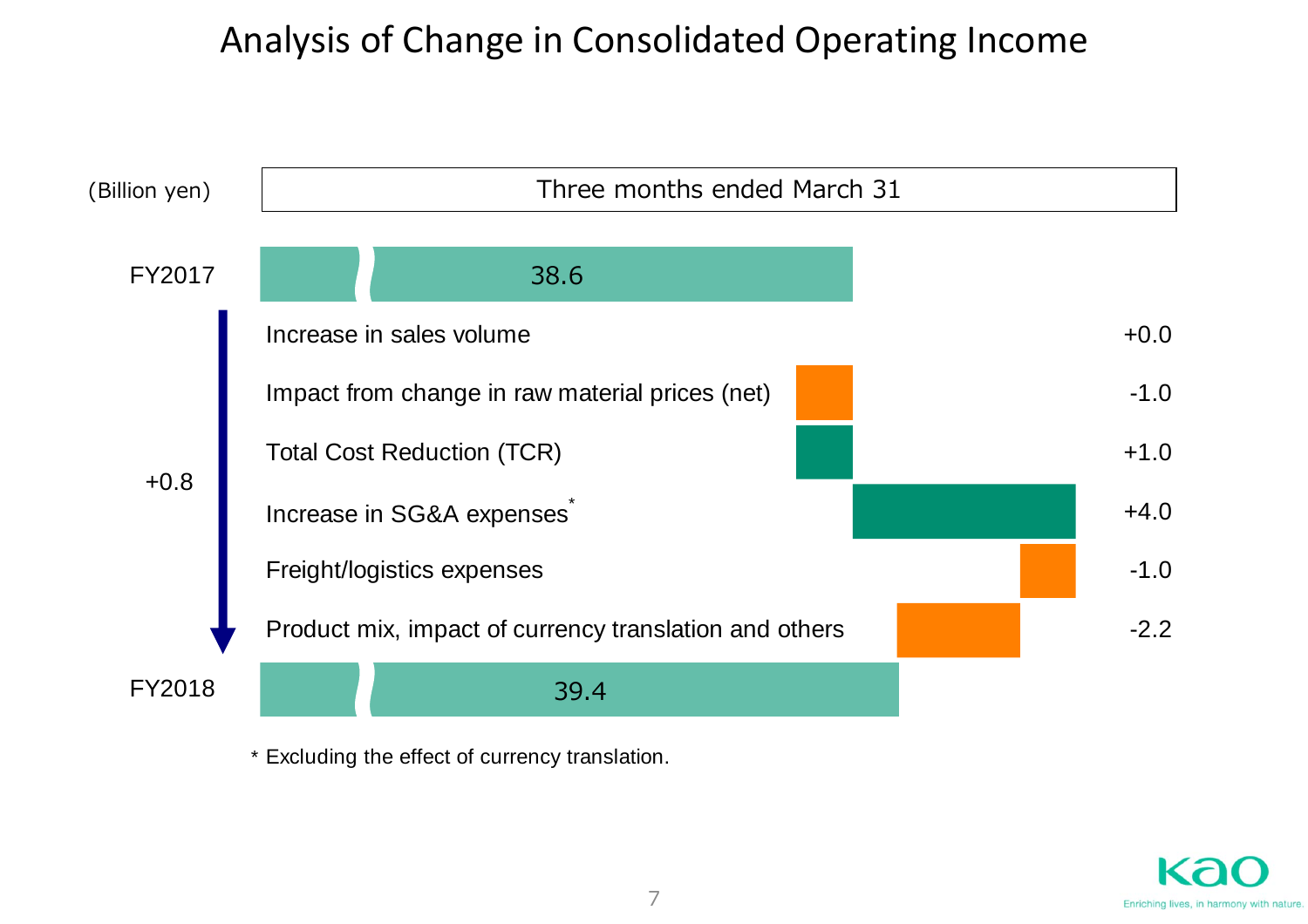# Analysis of Change in Consolidated Operating Income

(Billion yen)

Three months ended March 31

FY2017 38.6

+0.8

Increase in sales volume +0.0

Impact from change in raw material prices (net) -1.0

Total Cost Reduction (TCR) +1.0

Increase in SG&A expenses* +4.0

Freight/logistics expenses -1.0

Product mix, impact of currency translation and others -2.2

FY2018 39.4

* Excluding the effect of currency translation.